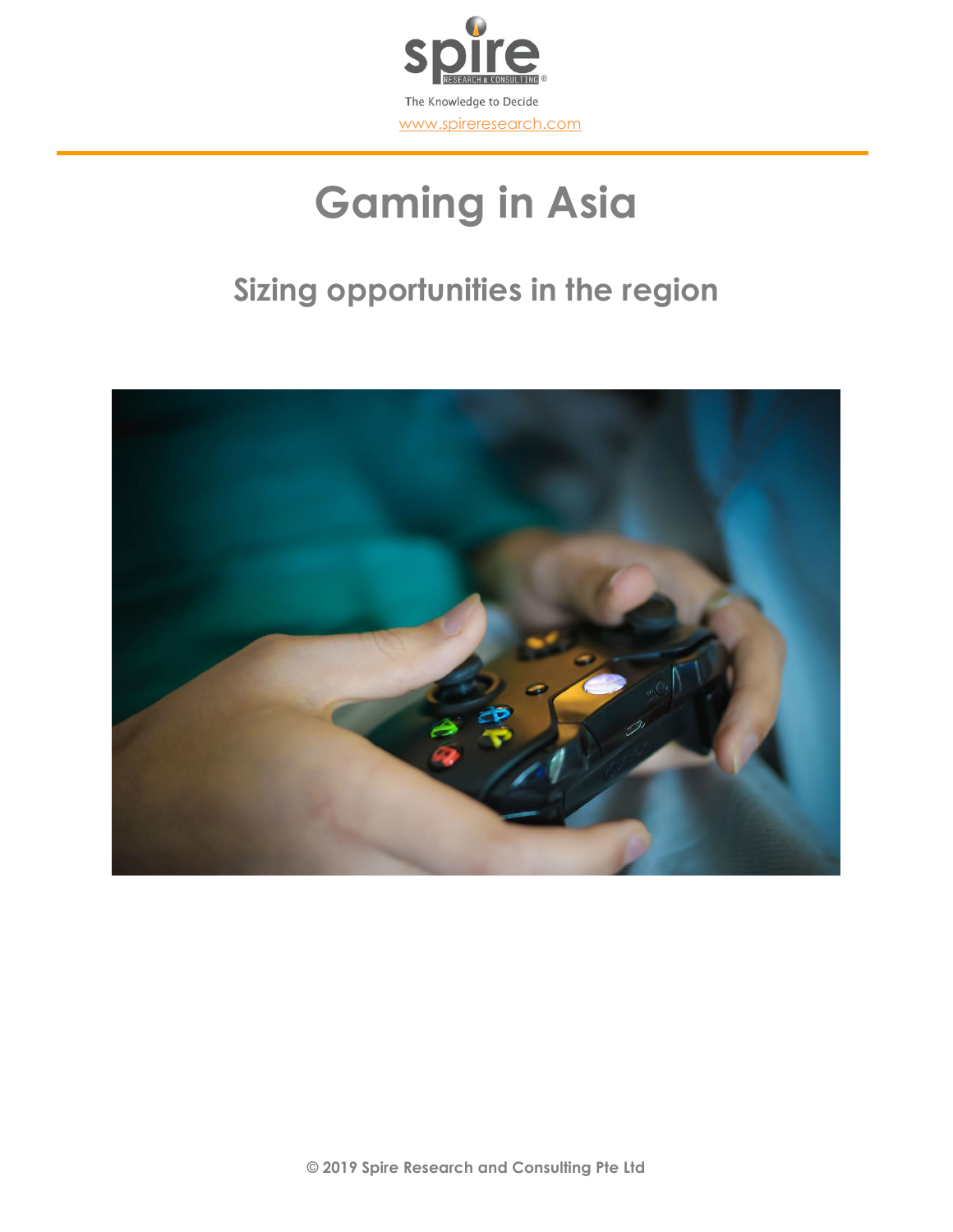spire

RESEARCH & CONSULTING ®

The Knowledge to Decide

www.spireresearch.com

# Gaming in Asia

## Sizing opportunities in the region

© 2019 Spire Research and Consulting Pte Ltd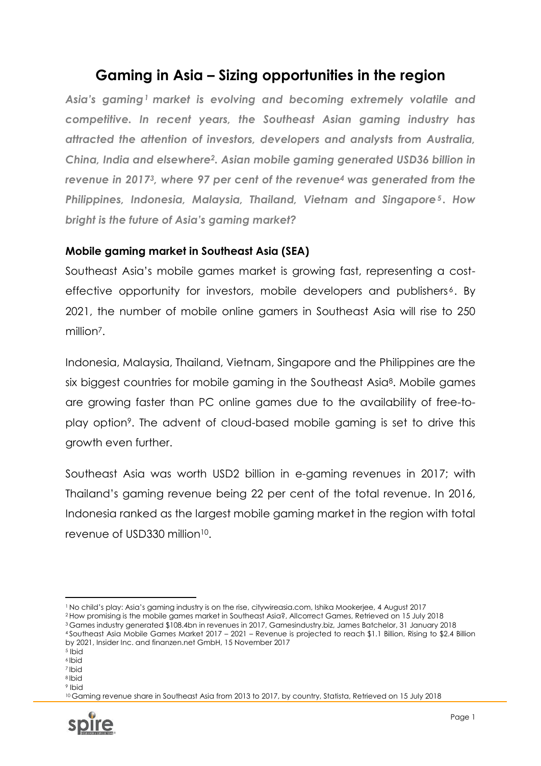# Gaming in Asia – Sizing opportunities in the region

***Asia's gaming[1] market is evolving and becoming extremely volatile and competitive. In recent years, the Southeast Asian gaming industry has attracted the attention of investors, developers and analysts from Australia, China, India and elsewhere[2]. Asian mobile gaming generated USD36 billion in revenue in 2017[3], where 97 per cent of the revenue[4] was generated from the Philippines, Indonesia, Malaysia, Thailand, Vietnam and Singapore[5]. How bright is the future of Asia's gaming market?***

## Mobile gaming market in Southeast Asia (SEA)

Southeast Asia's mobile games market is growing fast, representing a cost-effective opportunity for investors, mobile developers and publishers[6]. By 2021, the number of mobile online gamers in Southeast Asia will rise to 250 million[7].

Indonesia, Malaysia, Thailand, Vietnam, Singapore and the Philippines are the six biggest countries for mobile gaming in the Southeast Asia[8]. Mobile games are growing faster than PC online games due to the availability of free-to-play option[9]. The advent of cloud-based mobile gaming is set to drive this growth even further.

Southeast Asia was worth USD2 billion in e-gaming revenues in 2017; with Thailand's gaming revenue being 22 per cent of the total revenue. In 2016, Indonesia ranked as the largest mobile gaming market in the region with total revenue of USD330 million[10].

---

[1] No child's play: Asia's gaming industry is on the rise, citywireasia.com, Ishika Mookerjee, 4 August 2017
[2] How promising is the mobile games market in Southeast Asia?, Allcorrect Games, Retrieved on 15 July 2018
[3] Games industry generated $108.4bn in revenues in 2017, Gamesindustry.biz, James Batchelor, 31 January 2018
[4] Southeast Asia Mobile Games Market 2017 – 2021 – Revenue is projected to reach $1.1 Billion, Rising to $2.4 Billion by 2021, Insider Inc. and finanzen.net GmbH, 15 November 2017
[5] Ibid
[6] Ibid
[7] Ibid
[8] Ibid
[9] Ibid
[10] Gaming revenue share in Southeast Asia from 2013 to 2017, by country, Statista, Retrieved on 15 July 2018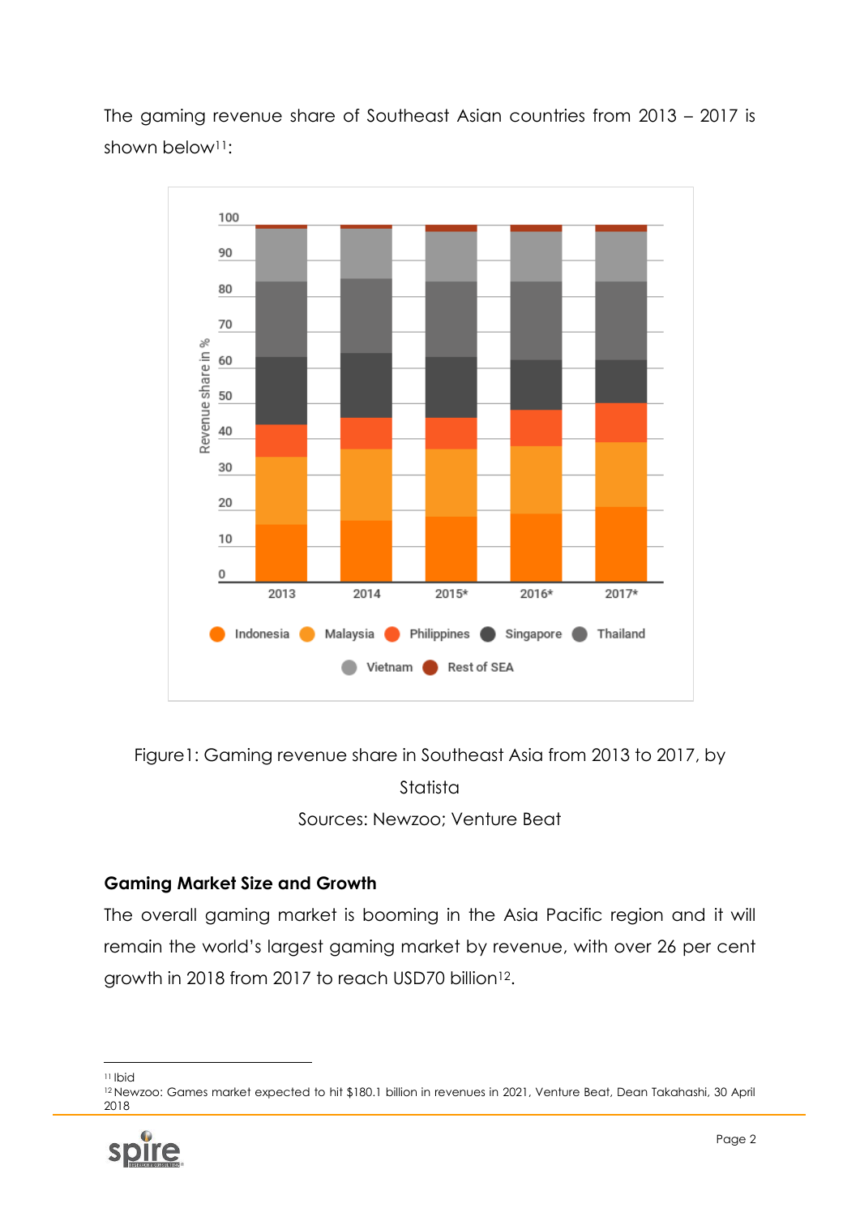The gaming revenue share of Southeast Asian countries from 2013 – 2017 is shown below[11]:

Figure1: Gaming revenue share in Southeast Asia from 2013 to 2017, by Statista

Sources: Newzoo; Venture Beat

### Gaming Market Size and Growth

The overall gaming market is booming in the Asia Pacific region and it will remain the world's largest gaming market by revenue, with over 26 per cent growth in 2018 from 2017 to reach USD70 billion[12].

---

[11] Ibid

[12] Newzoo: Games market expected to hit $180.1 billion in revenues in 2021, Venture Beat, Dean Takahashi, 30 April 2018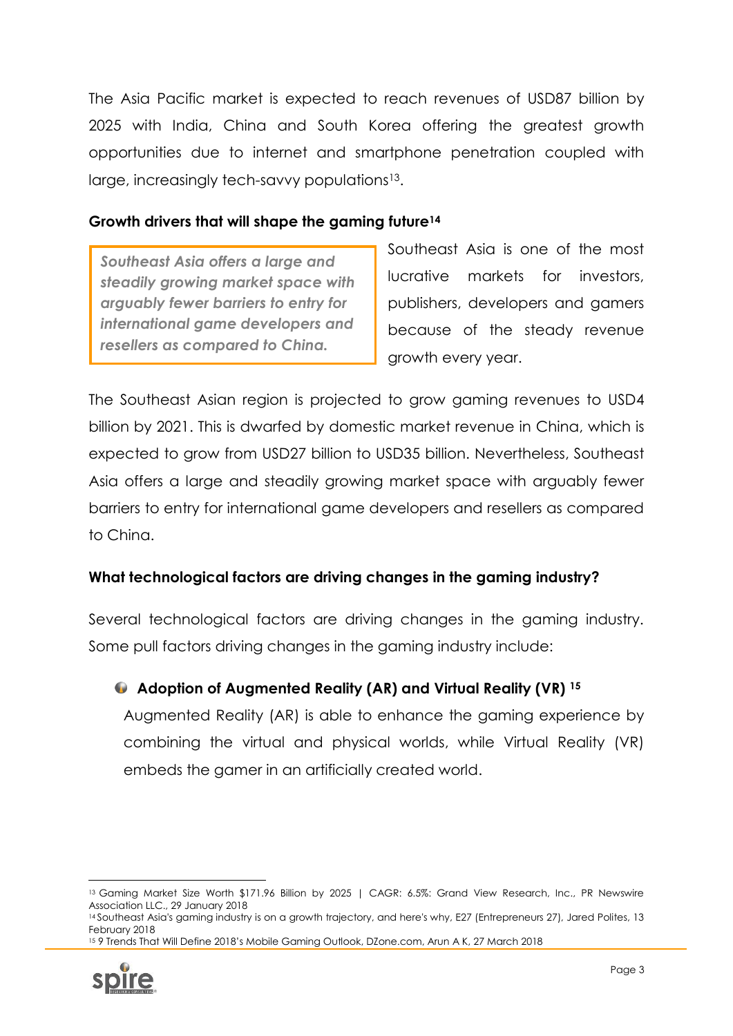The Asia Pacific market is expected to reach revenues of USD87 billion by 2025 with India, China and South Korea offering the greatest growth opportunities due to internet and smartphone penetration coupled with large, increasingly tech-savvy populations[13].

**Growth drivers that will shape the gaming future[14]**

> ***Southeast Asia offers a large and steadily growing market space with arguably fewer barriers to entry for international game developers and resellers as compared to China.***

Southeast Asia is one of the most lucrative markets for investors, publishers, developers and gamers because of the steady revenue growth every year.

The Southeast Asian region is projected to grow gaming revenues to USD4 billion by 2021. This is dwarfed by domestic market revenue in China, which is expected to grow from USD27 billion to USD35 billion. Nevertheless, Southeast Asia offers a large and steadily growing market space with arguably fewer barriers to entry for international game developers and resellers as compared to China.

**What technological factors are driving changes in the gaming industry?**

Several technological factors are driving changes in the gaming industry. Some pull factors driving changes in the gaming industry include:

- **Adoption of Augmented Reality (AR) and Virtual Reality (VR) [15]**

  Augmented Reality (AR) is able to enhance the gaming experience by combining the virtual and physical worlds, while Virtual Reality (VR) embeds the gamer in an artificially created world.

---

[13] Gaming Market Size Worth $171.96 Billion by 2025 | CAGR: 6.5%: Grand View Research, Inc., PR Newswire Association LLC., 29 January 2018

[14] Southeast Asia's gaming industry is on a growth trajectory, and here's why, E27 (Entrepreneurs 27), Jared Polites, 13 February 2018

[15] 9 Trends That Will Define 2018's Mobile Gaming Outlook, DZone.com, Arun A K, 27 March 2018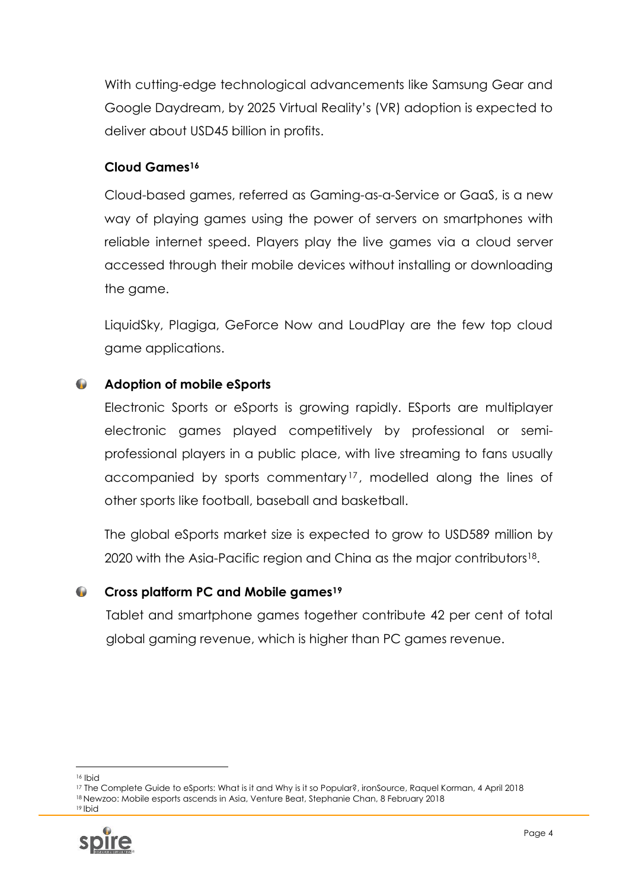With cutting-edge technological advancements like Samsung Gear and Google Daydream, by 2025 Virtual Reality's (VR) adoption is expected to deliver about USD45 billion in profits.

**Cloud Games[16]**

Cloud-based games, referred as Gaming-as-a-Service or GaaS, is a new way of playing games using the power of servers on smartphones with reliable internet speed. Players play the live games via a cloud server accessed through their mobile devices without installing or downloading the game.

LiquidSky, Plagiga, GeForce Now and LoudPlay are the few top cloud game applications.

- **Adoption of mobile eSports**

  Electronic Sports or eSports is growing rapidly. ESports are multiplayer electronic games played competitively by professional or semi-professional players in a public place, with live streaming to fans usually accompanied by sports commentary[17], modelled along the lines of other sports like football, baseball and basketball.

  The global eSports market size is expected to grow to USD589 million by 2020 with the Asia-Pacific region and China as the major contributors[18].

- **Cross platform PC and Mobile games[19]**

  Tablet and smartphone games together contribute 42 per cent of total global gaming revenue, which is higher than PC games revenue.

---

[16] Ibid
[17] The Complete Guide to eSports: What is it and Why is it so Popular?, ironSource, Raquel Korman, 4 April 2018
[18] Newzoo: Mobile esports ascends in Asia, Venture Beat, Stephanie Chan, 8 February 2018
[19] Ibid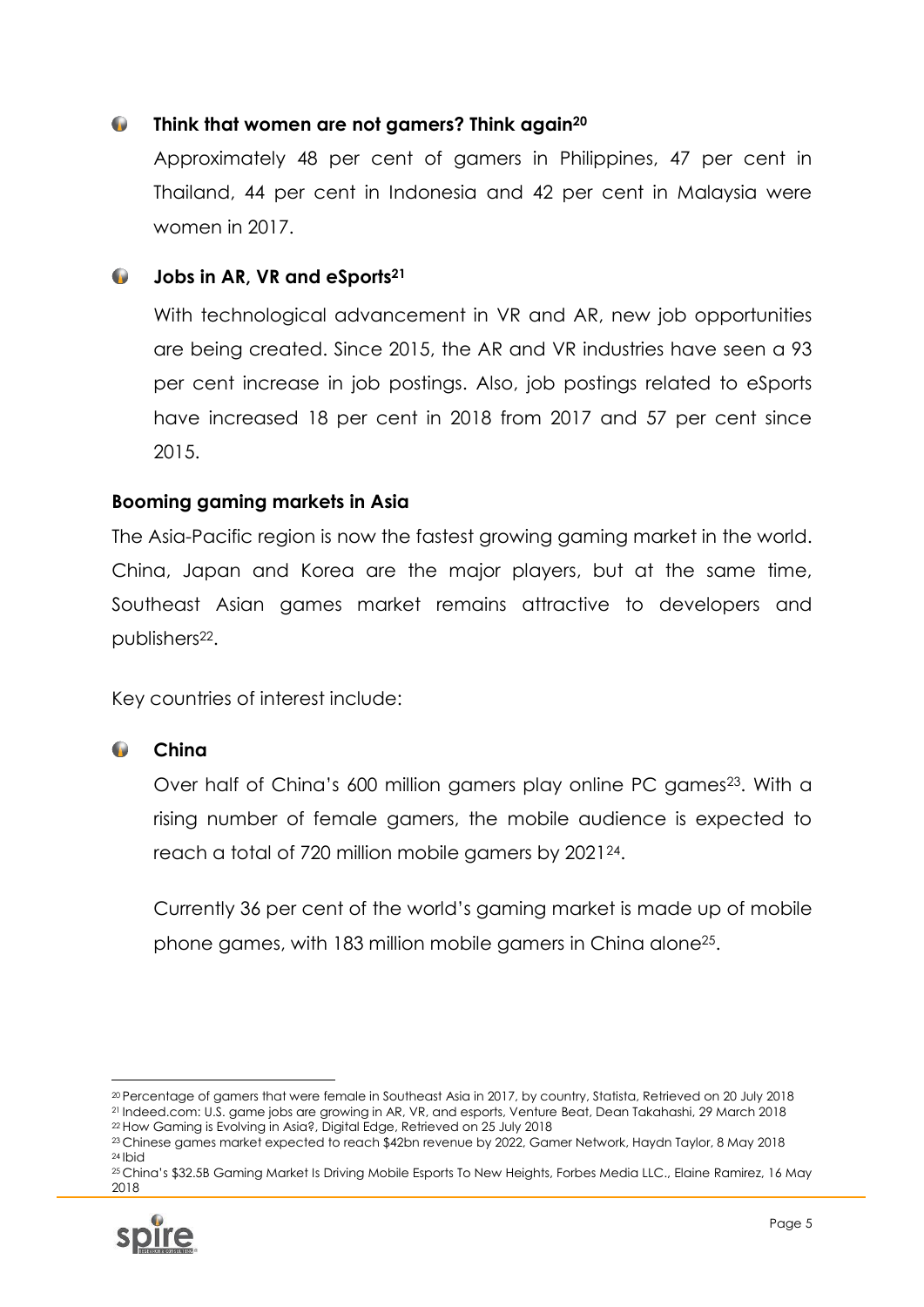- **Think that women are not gamers? Think again**[20]

  Approximately 48 per cent of gamers in Philippines, 47 per cent in Thailand, 44 per cent in Indonesia and 42 per cent in Malaysia were women in 2017.

- **Jobs in AR, VR and eSports**[21]

  With technological advancement in VR and AR, new job opportunities are being created. Since 2015, the AR and VR industries have seen a 93 per cent increase in job postings. Also, job postings related to eSports have increased 18 per cent in 2018 from 2017 and 57 per cent since 2015.

**Booming gaming markets in Asia**

The Asia-Pacific region is now the fastest growing gaming market in the world. China, Japan and Korea are the major players, but at the same time, Southeast Asian games market remains attractive to developers and publishers[22].

Key countries of interest include:

- **China**

  Over half of China's 600 million gamers play online PC games[23]. With a rising number of female gamers, the mobile audience is expected to reach a total of 720 million mobile gamers by 2021[24].

  Currently 36 per cent of the world's gaming market is made up of mobile phone games, with 183 million mobile gamers in China alone[25].

---

[20] Percentage of gamers that were female in Southeast Asia in 2017, by country, Statista, Retrieved on 20 July 2018
[21] Indeed.com: U.S. game jobs are growing in AR, VR, and esports, Venture Beat, Dean Takahashi, 29 March 2018
[22] How Gaming is Evolving in Asia?, Digital Edge, Retrieved on 25 July 2018
[23] Chinese games market expected to reach $42bn revenue by 2022, Gamer Network, Haydn Taylor, 8 May 2018
[24] Ibid
[25] China's $32.5B Gaming Market Is Driving Mobile Esports To New Heights, Forbes Media LLC., Elaine Ramirez, 16 May 2018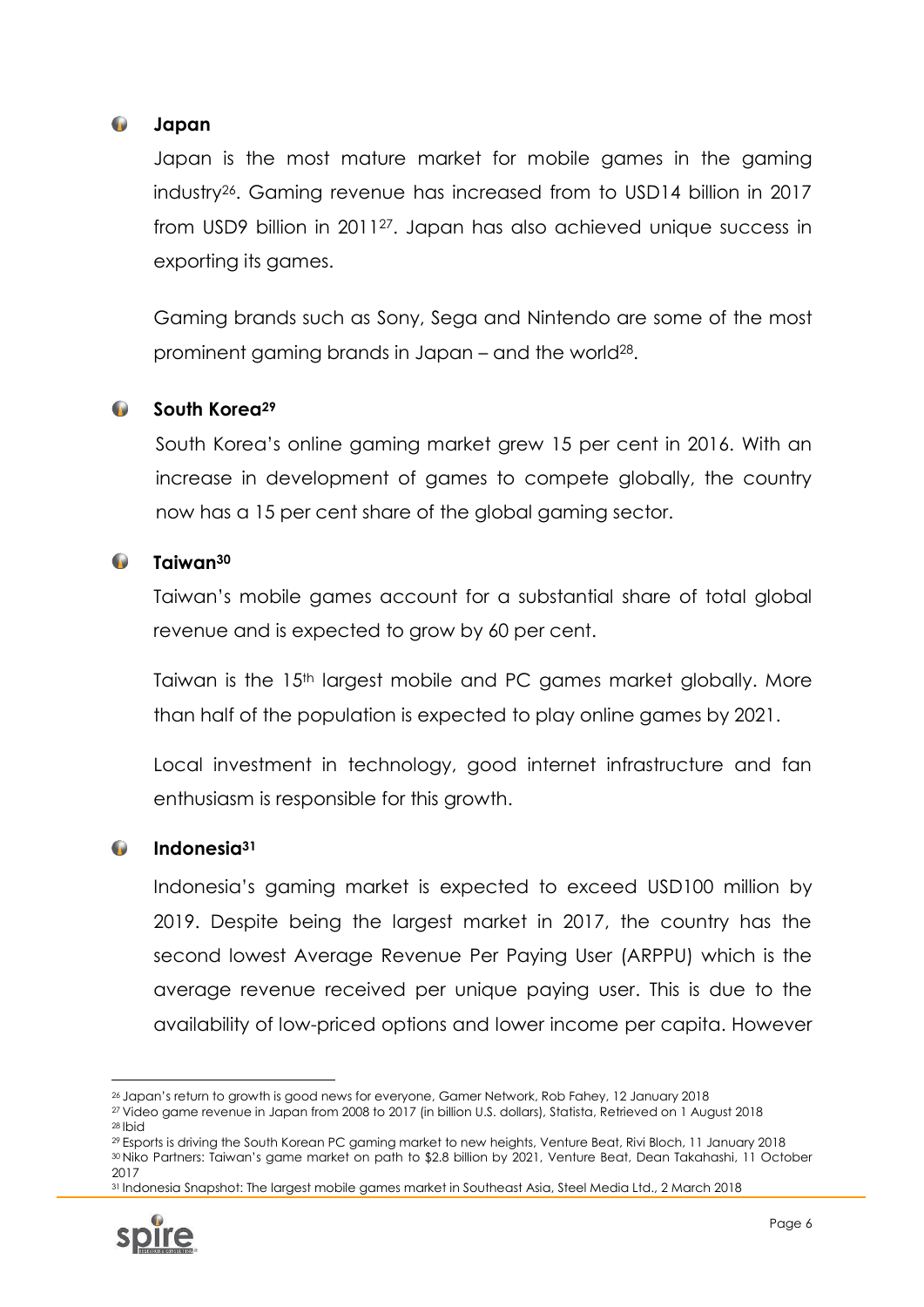### Japan

Japan is the most mature market for mobile games in the gaming industry[26]. Gaming revenue has increased from to USD14 billion in 2017 from USD9 billion in 2011[27]. Japan has also achieved unique success in exporting its games.

Gaming brands such as Sony, Sega and Nintendo are some of the most prominent gaming brands in Japan – and the world[28].

### South Korea[29]

South Korea's online gaming market grew 15 per cent in 2016. With an increase in development of games to compete globally, the country now has a 15 per cent share of the global gaming sector.

### Taiwan[30]

Taiwan's mobile games account for a substantial share of total global revenue and is expected to grow by 60 per cent.

Taiwan is the 15th largest mobile and PC games market globally. More than half of the population is expected to play online games by 2021.

Local investment in technology, good internet infrastructure and fan enthusiasm is responsible for this growth.

### Indonesia[31]

Indonesia's gaming market is expected to exceed USD100 million by 2019. Despite being the largest market in 2017, the country has the second lowest Average Revenue Per Paying User (ARPPU) which is the average revenue received per unique paying user. This is due to the availability of low-priced options and lower income per capita. However

---

[26] Japan's return to growth is good news for everyone, Gamer Network, Rob Fahey, 12 January 2018
[27] Video game revenue in Japan from 2008 to 2017 (in billion U.S. dollars), Statista, Retrieved on 1 August 2018
[28] Ibid
[29] Esports is driving the South Korean PC gaming market to new heights, Venture Beat, Rivi Bloch, 11 January 2018
[30] Niko Partners: Taiwan's game market on path to $2.8 billion by 2021, Venture Beat, Dean Takahashi, 11 October 2017
[31] Indonesia Snapshot: The largest mobile games market in Southeast Asia, Steel Media Ltd., 2 March 2018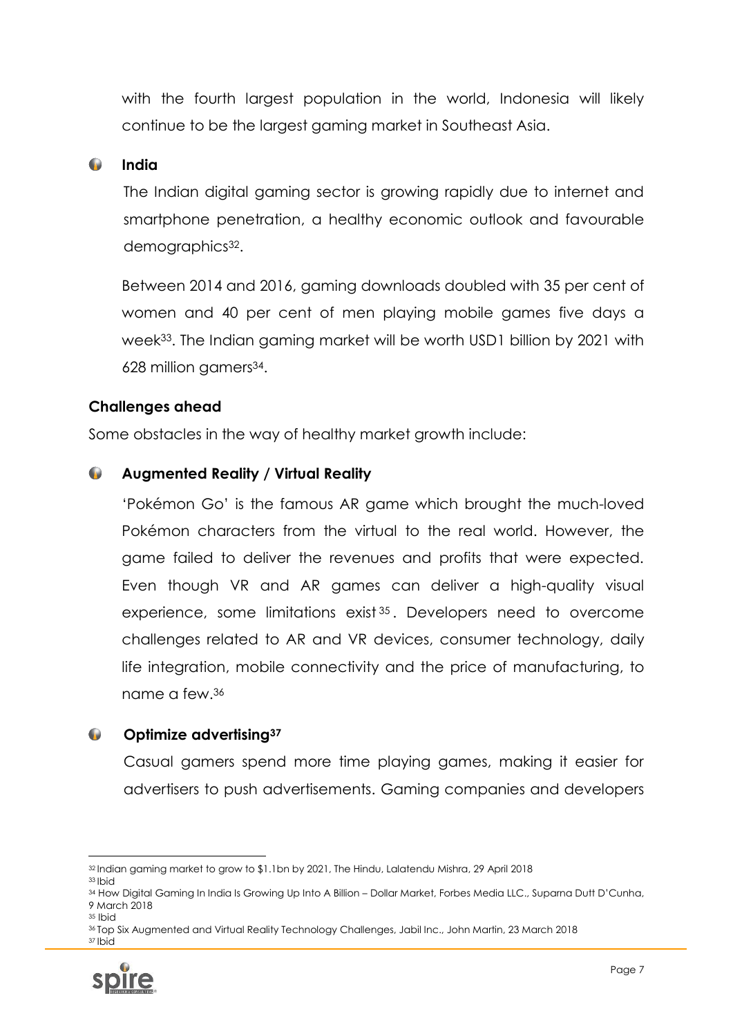with the fourth largest population in the world, Indonesia will likely continue to be the largest gaming market in Southeast Asia.

- **India**

  The Indian digital gaming sector is growing rapidly due to internet and smartphone penetration, a healthy economic outlook and favourable demographics[32].

  Between 2014 and 2016, gaming downloads doubled with 35 per cent of women and 40 per cent of men playing mobile games five days a week[33]. The Indian gaming market will be worth USD1 billion by 2021 with 628 million gamers[34].

### Challenges ahead

Some obstacles in the way of healthy market growth include:

- **Augmented Reality / Virtual Reality**

  'Pokémon Go' is the famous AR game which brought the much-loved Pokémon characters from the virtual to the real world. However, the game failed to deliver the revenues and profits that were expected. Even though VR and AR games can deliver a high-quality visual experience, some limitations exist[35]. Developers need to overcome challenges related to AR and VR devices, consumer technology, daily life integration, mobile connectivity and the price of manufacturing, to name a few.[36]

- **Optimize advertising[37]**

  Casual gamers spend more time playing games, making it easier for advertisers to push advertisements. Gaming companies and developers

---

[32] Indian gaming market to grow to $1.1bn by 2021, The Hindu, Lalatendu Mishra, 29 April 2018
[33] Ibid
[34] How Digital Gaming In India Is Growing Up Into A Billion – Dollar Market, Forbes Media LLC., Suparna Dutt D'Cunha, 9 March 2018
[35] Ibid
[36] Top Six Augmented and Virtual Reality Technology Challenges, Jabil Inc., John Martin, 23 March 2018
[37] Ibid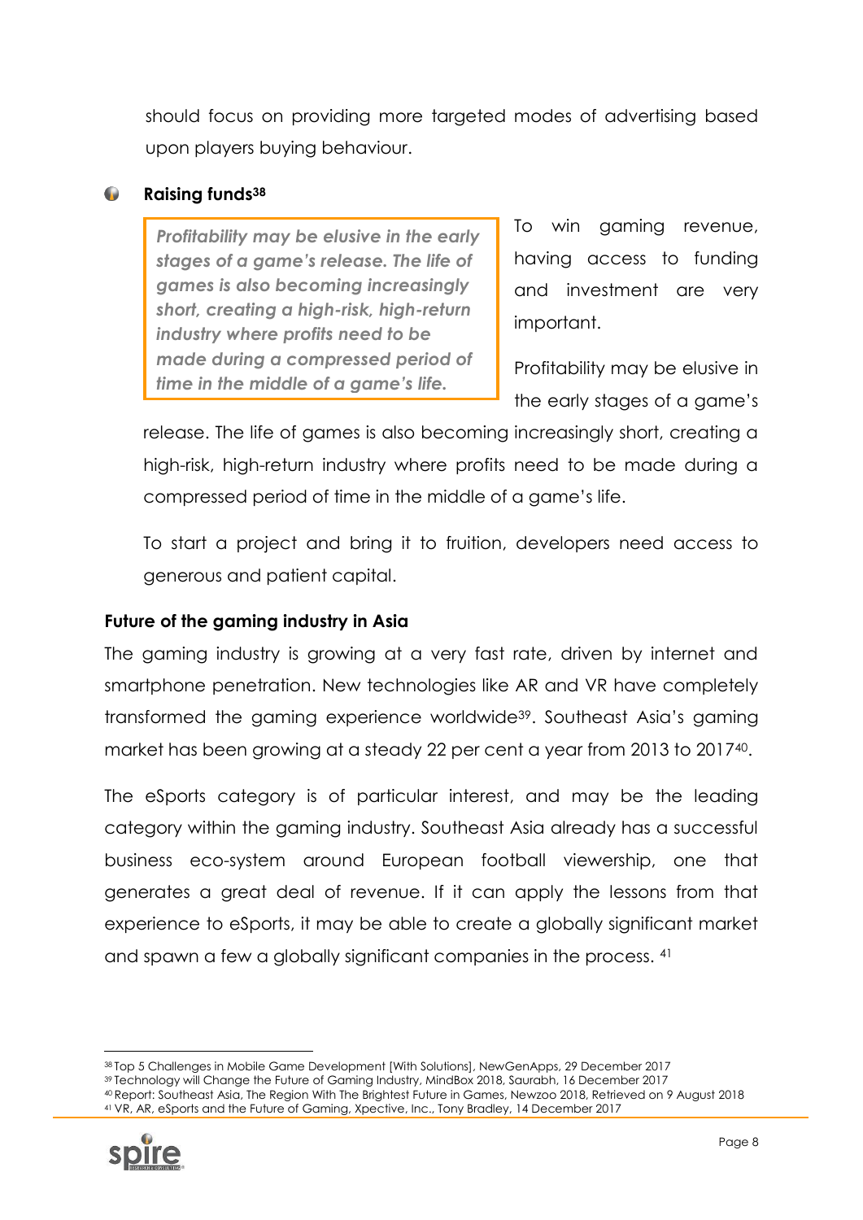should focus on providing more targeted modes of advertising based upon players buying behaviour.

- **Raising funds[38]**

> ***Profitability may be elusive in the early stages of a game's release. The life of games is also becoming increasingly short, creating a high-risk, high-return industry where profits need to be made during a compressed period of time in the middle of a game's life.***

To win gaming revenue, having access to funding and investment are very important.

Profitability may be elusive in the early stages of a game's release. The life of games is also becoming increasingly short, creating a high-risk, high-return industry where profits need to be made during a compressed period of time in the middle of a game's life.

To start a project and bring it to fruition, developers need access to generous and patient capital.

**Future of the gaming industry in Asia**

The gaming industry is growing at a very fast rate, driven by internet and smartphone penetration. New technologies like AR and VR have completely transformed the gaming experience worldwide[39]. Southeast Asia's gaming market has been growing at a steady 22 per cent a year from 2013 to 2017[40].

The eSports category is of particular interest, and may be the leading category within the gaming industry. Southeast Asia already has a successful business eco-system around European football viewership, one that generates a great deal of revenue. If it can apply the lessons from that experience to eSports, it may be able to create a globally significant market and spawn a few a globally significant companies in the process. [41]

---

[38] Top 5 Challenges in Mobile Game Development [With Solutions], NewGenApps, 29 December 2017
[39] Technology will Change the Future of Gaming Industry, MindBox 2018, Saurabh, 16 December 2017
[40] Report: Southeast Asia, The Region With The Brightest Future in Games, Newzoo 2018, Retrieved on 9 August 2018
[41] VR, AR, eSports and the Future of Gaming, Xpective, Inc., Tony Bradley, 14 December 2017